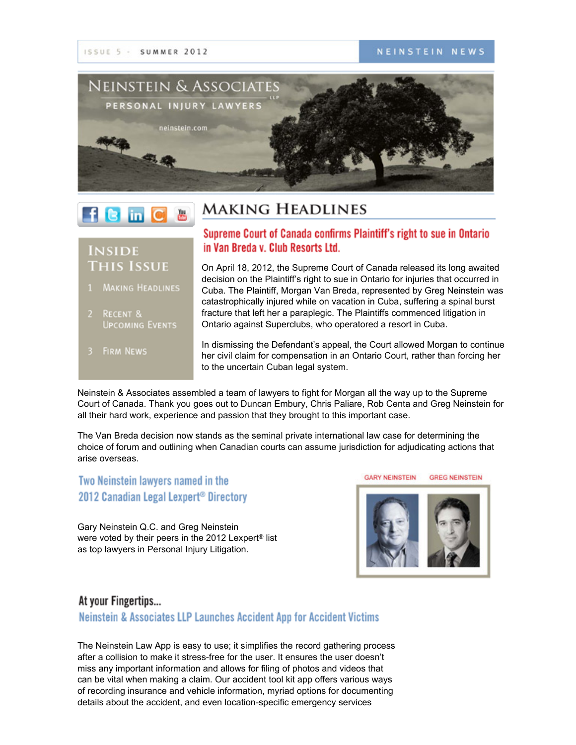ISSUE 5 - SUMMER 2012

NEINSTEIN NEWS

# NEINSTEIN & ASSOCIATES LLP

PERSONAL INJURY LAWYERS

neinstein.com

**INSIDE THIS ISSUE**

1. Making Headlines
2. Recent & Upcoming Events
3. Firm News

## MAKING HEADLINES

### Supreme Court of Canada confirms Plaintiff's right to sue in Ontario in Van Breda v. Club Resorts Ltd.

On April 18, 2012, the Supreme Court of Canada released its long awaited decision on the Plaintiff's right to sue in Ontario for injuries that occurred in Cuba. The Plaintiff, Morgan Van Breda, represented by Greg Neinstein was catastrophically injured while on vacation in Cuba, suffering a spinal burst fracture that left her a paraplegic. The Plaintiffs commenced litigation in Ontario against Superclubs, who operatored a resort in Cuba.

In dismissing the Defendant's appeal, the Court allowed Morgan to continue her civil claim for compensation in an Ontario Court, rather than forcing her to the uncertain Cuban legal system.

Neinstein & Associates assembled a team of lawyers to fight for Morgan all the way up to the Supreme Court of Canada. Thank you goes out to Duncan Embury, Chris Paliare, Rob Centa and Greg Neinstein for all their hard work, experience and passion that they brought to this important case.

The Van Breda decision now stands as the seminal private international law case for determining the choice of forum and outlining when Canadian courts can assume jurisdiction for adjudicating actions that arise overseas.

### Two Neinstein lawyers named in the 2012 Canadian Legal Lexpert® Directory

Gary Neinstein Q.C. and Greg Neinstein were voted by their peers in the 2012 Lexpert® list as top lawyers in Personal Injury Litigation.

GARY NEINSTEIN GREG NEINSTEIN

### At your Fingertips...

### Neinstein & Associates LLP Launches Accident App for Accident Victims

The Neinstein Law App is easy to use; it simplifies the record gathering process after a collision to make it stress-free for the user. It ensures the user doesn't miss any important information and allows for filing of photos and videos that can be vital when making a claim. Our accident tool kit app offers various ways of recording insurance and vehicle information, myriad options for documenting details about the accident, and even location-specific emergency services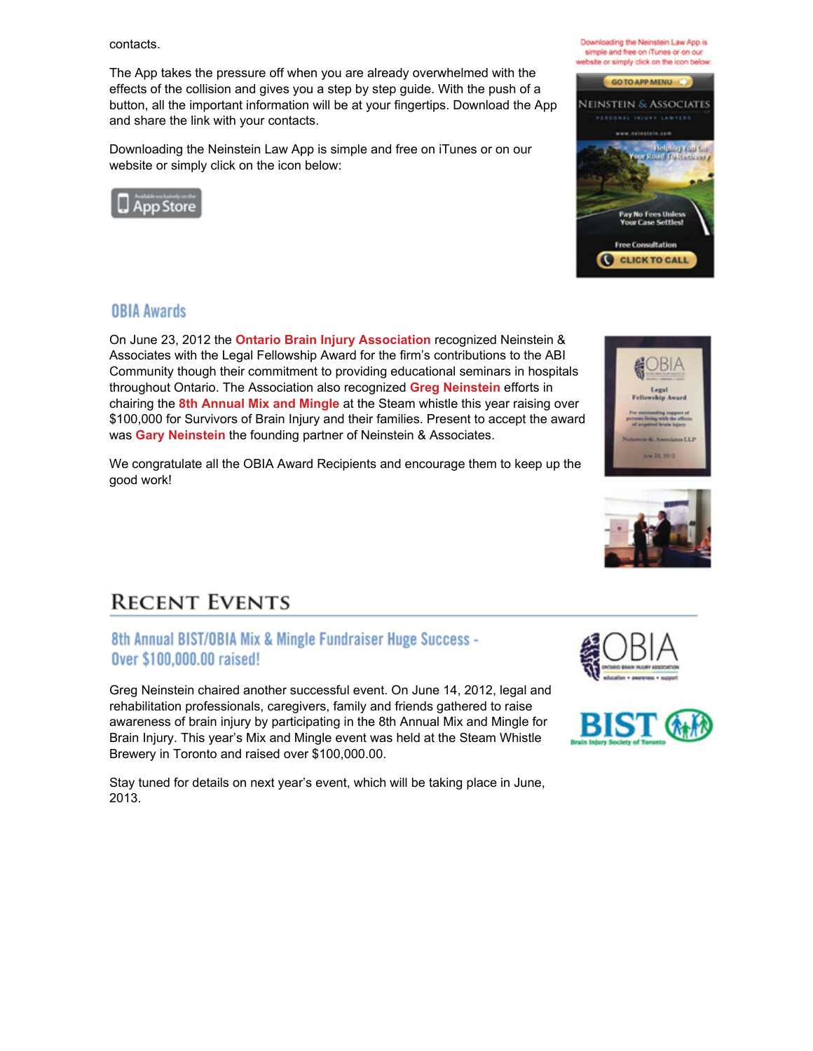contacts.

The App takes the pressure off when you are already overwhelmed with the effects of the collision and gives you a step by step guide. With the push of a button, all the important information will be at your fingertips. Download the App and share the link with your contacts.

Downloading the Neinstein Law App is simple and free on iTunes or on our website or simply click on the icon below:

## OBIA Awards

On June 23, 2012 the **Ontario Brain Injury Association** recognized Neinstein & Associates with the Legal Fellowship Award for the firm's contributions to the ABI Community though their commitment to providing educational seminars in hospitals throughout Ontario. The Association also recognized **Greg Neinstein** efforts in chairing the **8th Annual Mix and Mingle** at the Steam whistle this year raising over $100,000 for Survivors of Brain Injury and their families. Present to accept the award was **Gary Neinstein** the founding partner of Neinstein & Associates.

We congratulate all the OBIA Award Recipients and encourage them to keep up the good work!

# Recent Events

## 8th Annual BIST/OBIA Mix & Mingle Fundraiser Huge Success - Over $100,000.00 raised!

Greg Neinstein chaired another successful event. On June 14, 2012, legal and rehabilitation professionals, caregivers, family and friends gathered to raise awareness of brain injury by participating in the 8th Annual Mix and Mingle for Brain Injury. This year's Mix and Mingle event was held at the Steam Whistle Brewery in Toronto and raised over $100,000.00.

Stay tuned for details on next year's event, which will be taking place in June, 2013.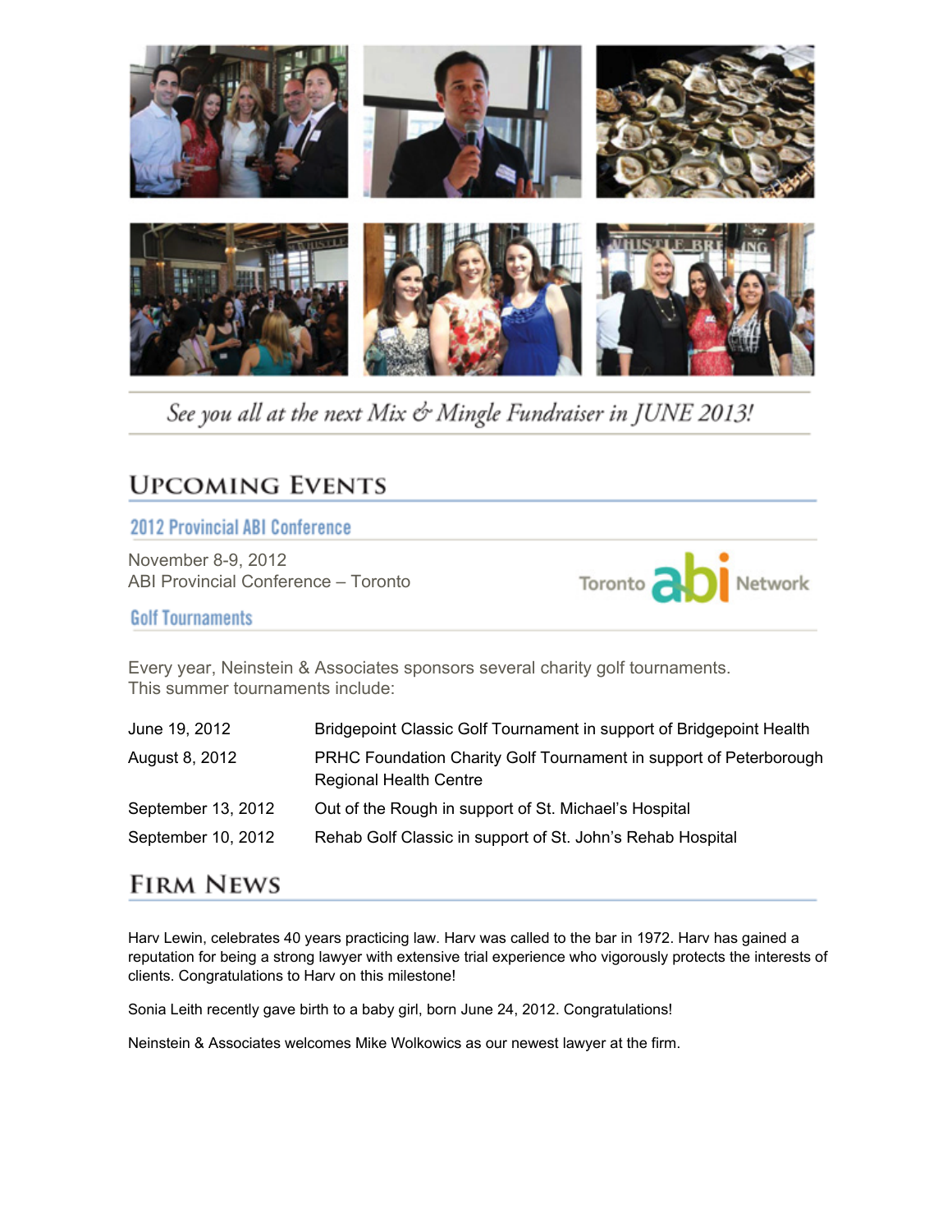*See you all at the next Mix & Mingle Fundraiser in JUNE 2013!*

## Upcoming Events

### 2012 Provincial ABI Conference

November 8-9, 2012
ABI Provincial Conference – Toronto

Toronto abi Network

### Golf Tournaments

Every year, Neinstein & Associates sponsors several charity golf tournaments.
This summer tournaments include:

| | |
|---|---|
| June 19, 2012 | Bridgepoint Classic Golf Tournament in support of Bridgepoint Health |
| August 8, 2012 | PRHC Foundation Charity Golf Tournament in support of Peterborough Regional Health Centre |
| September 13, 2012 | Out of the Rough in support of St. Michael's Hospital |
| September 10, 2012 | Rehab Golf Classic in support of St. John's Rehab Hospital |

## Firm News

Harv Lewin, celebrates 40 years practicing law. Harv was called to the bar in 1972. Harv has gained a reputation for being a strong lawyer with extensive trial experience who vigorously protects the interests of clients. Congratulations to Harv on this milestone!

Sonia Leith recently gave birth to a baby girl, born June 24, 2012. Congratulations!

Neinstein & Associates welcomes Mike Wolkowics as our newest lawyer at the firm.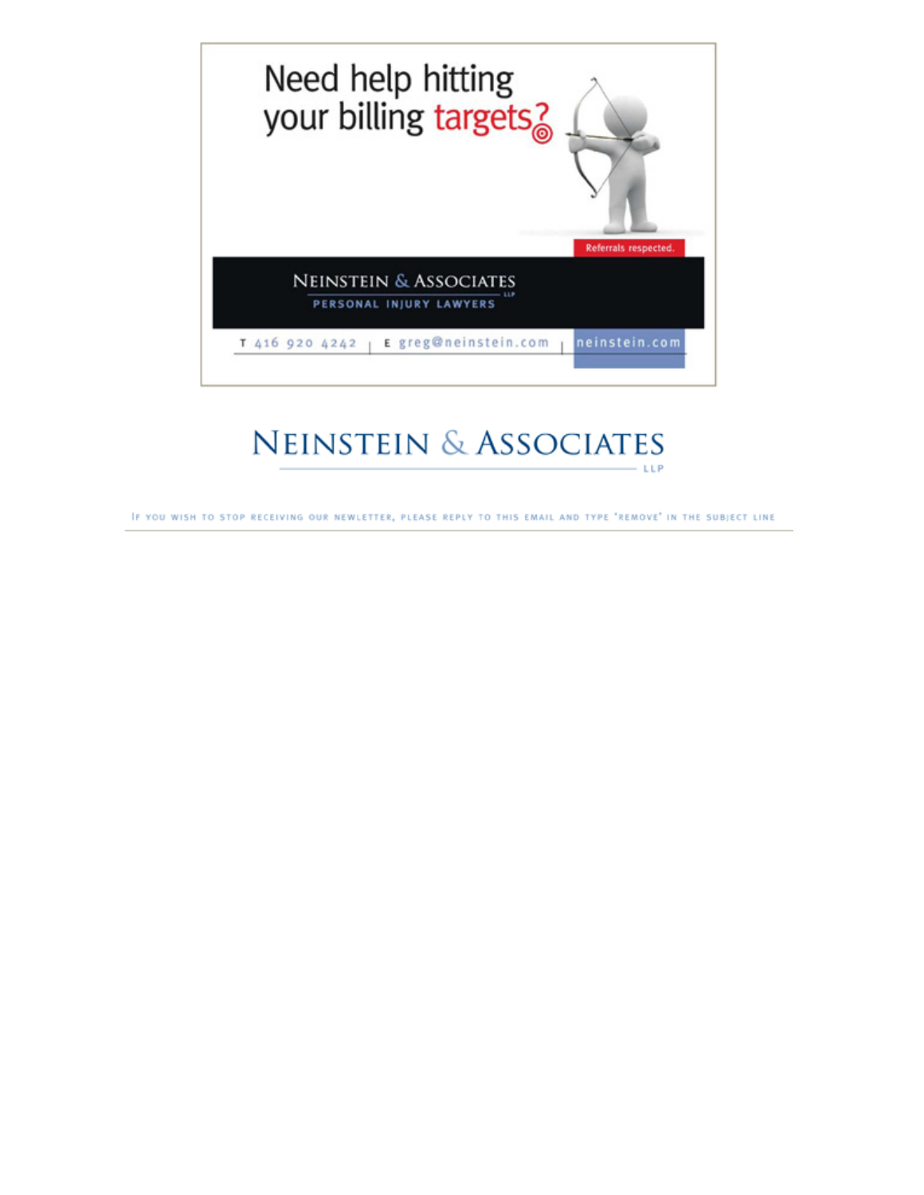Need help hitting your billing targets?

Referrals respected.

NEINSTEIN & ASSOCIATES LLP

PERSONAL INJURY LAWYERS

T 416 920 4242 | E greg@neinstein.com | neinstein.com

NEINSTEIN & ASSOCIATES LLP

IF YOU WISH TO STOP RECEIVING OUR NEWSLETTER, PLEASE REPLY TO THIS EMAIL AND TYPE 'REMOVE' IN THE SUBJECT LINE